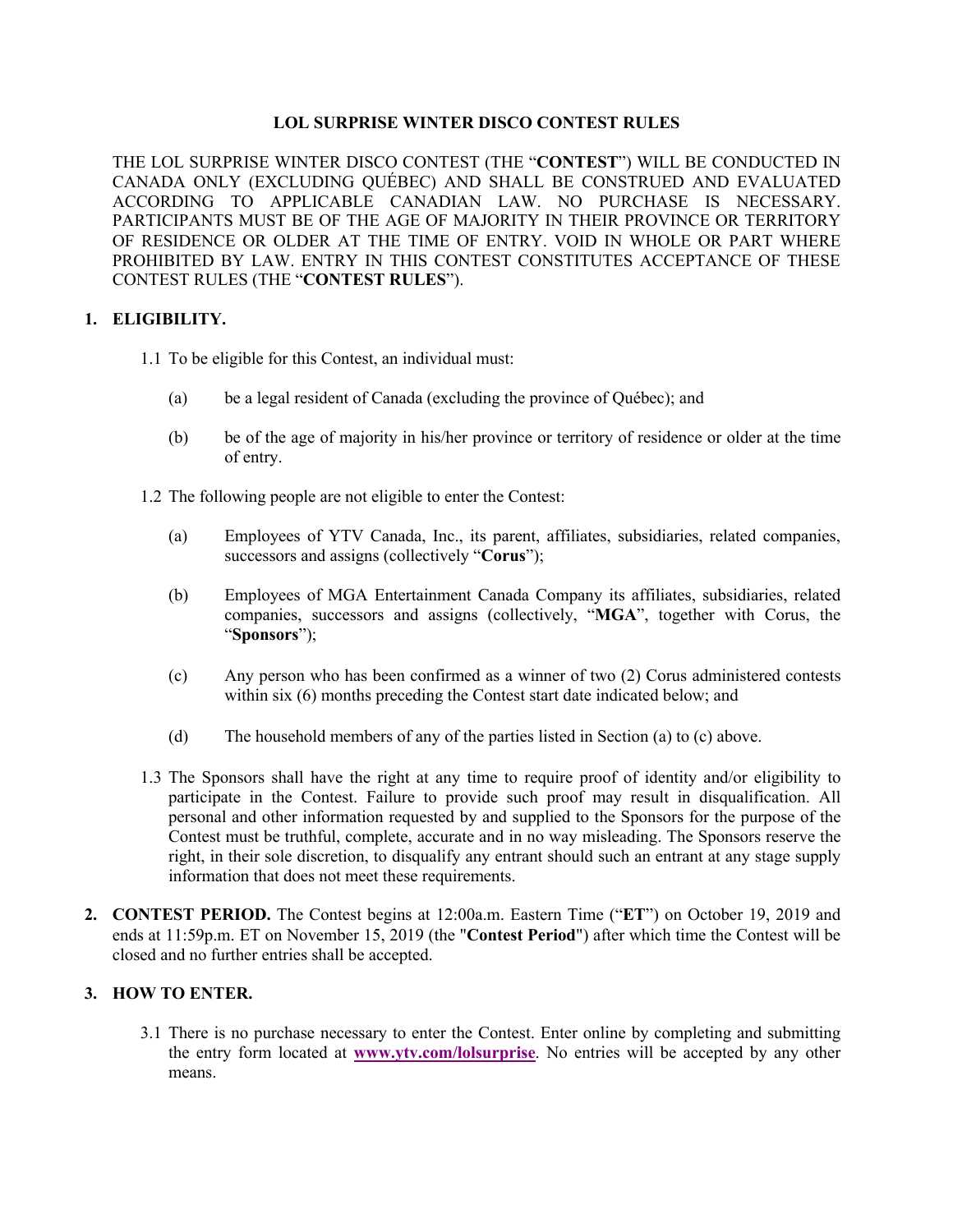# LOL SURPRISE WINTER DISCO CONTEST RULES

THE LOL SURPRISE WINTER DISCO CONTEST (THE "**CONTEST**") WILL BE CONDUCTED IN CANADA ONLY (EXCLUDING QUÉBEC) AND SHALL BE CONSTRUED AND EVALUATED ACCORDING TO APPLICABLE CANADIAN LAW. NO PURCHASE IS NECESSARY. PARTICIPANTS MUST BE OF THE AGE OF MAJORITY IN THEIR PROVINCE OR TERRITORY OF RESIDENCE OR OLDER AT THE TIME OF ENTRY. VOID IN WHOLE OR PART WHERE PROHIBITED BY LAW. ENTRY IN THIS CONTEST CONSTITUTES ACCEPTANCE OF THESE CONTEST RULES (THE "**CONTEST RULES**").

## 1. ELIGIBILITY.

1.1 To be eligible for this Contest, an individual must:

(a) be a legal resident of Canada (excluding the province of Québec); and

(b) be of the age of majority in his/her province or territory of residence or older at the time of entry.

1.2 The following people are not eligible to enter the Contest:

(a) Employees of YTV Canada, Inc., its parent, affiliates, subsidiaries, related companies, successors and assigns (collectively "**Corus**");

(b) Employees of MGA Entertainment Canada Company its affiliates, subsidiaries, related companies, successors and assigns (collectively, "**MGA**", together with Corus, the "**Sponsors**");

(c) Any person who has been confirmed as a winner of two (2) Corus administered contests within six (6) months preceding the Contest start date indicated below; and

(d) The household members of any of the parties listed in Section (a) to (c) above.

1.3 The Sponsors shall have the right at any time to require proof of identity and/or eligibility to participate in the Contest. Failure to provide such proof may result in disqualification. All personal and other information requested by and supplied to the Sponsors for the purpose of the Contest must be truthful, complete, accurate and in no way misleading. The Sponsors reserve the right, in their sole discretion, to disqualify any entrant should such an entrant at any stage supply information that does not meet these requirements.

## 2. CONTEST PERIOD.

The Contest begins at 12:00a.m. Eastern Time ("**ET**") on October 19, 2019 and ends at 11:59p.m. ET on November 15, 2019 (the "**Contest Period**") after which time the Contest will be closed and no further entries shall be accepted.

## 3. HOW TO ENTER.

3.1 There is no purchase necessary to enter the Contest. Enter online by completing and submitting the entry form located at **www.ytv.com/lolsurprise**. No entries will be accepted by any other means.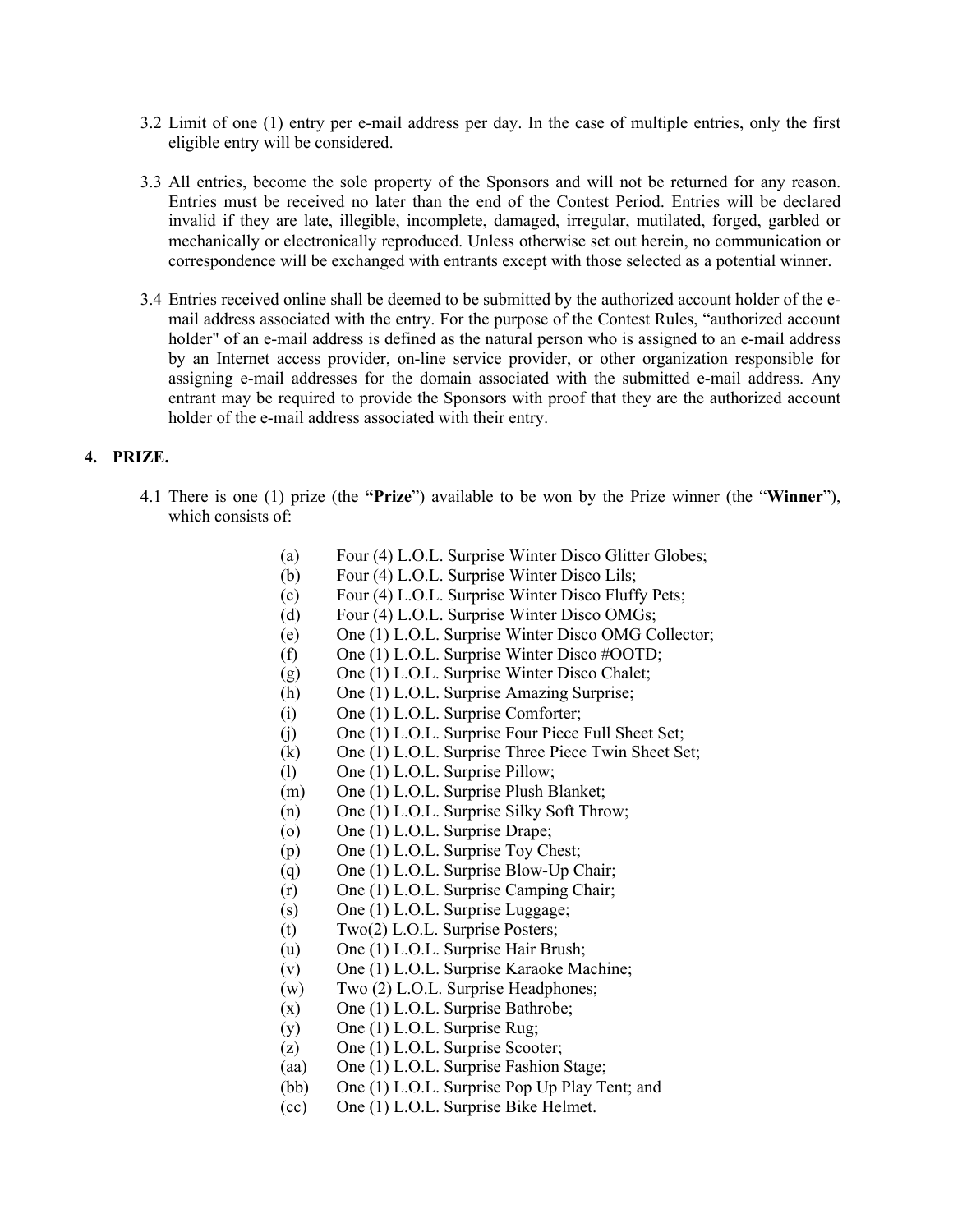3.2 Limit of one (1) entry per e-mail address per day. In the case of multiple entries, only the first eligible entry will be considered.

3.3 All entries, become the sole property of the Sponsors and will not be returned for any reason. Entries must be received no later than the end of the Contest Period. Entries will be declared invalid if they are late, illegible, incomplete, damaged, irregular, mutilated, forged, garbled or mechanically or electronically reproduced. Unless otherwise set out herein, no communication or correspondence will be exchanged with entrants except with those selected as a potential winner.

3.4 Entries received online shall be deemed to be submitted by the authorized account holder of the e-mail address associated with the entry. For the purpose of the Contest Rules, "authorized account holder" of an e-mail address is defined as the natural person who is assigned to an e-mail address by an Internet access provider, on-line service provider, or other organization responsible for assigning e-mail addresses for the domain associated with the submitted e-mail address. Any entrant may be required to provide the Sponsors with proof that they are the authorized account holder of the e-mail address associated with their entry.

## 4. PRIZE.

4.1 There is one (1) prize (the **"Prize"**) available to be won by the Prize winner (the "**Winner**"), which consists of:

(a) Four (4) L.O.L. Surprise Winter Disco Glitter Globes;
(b) Four (4) L.O.L. Surprise Winter Disco Lils;
(c) Four (4) L.O.L. Surprise Winter Disco Fluffy Pets;
(d) Four (4) L.O.L. Surprise Winter Disco OMGs;
(e) One (1) L.O.L. Surprise Winter Disco OMG Collector;
(f) One (1) L.O.L. Surprise Winter Disco #OOTD;
(g) One (1) L.O.L. Surprise Winter Disco Chalet;
(h) One (1) L.O.L. Surprise Amazing Surprise;
(i) One (1) L.O.L. Surprise Comforter;
(j) One (1) L.O.L. Surprise Four Piece Full Sheet Set;
(k) One (1) L.O.L. Surprise Three Piece Twin Sheet Set;
(l) One (1) L.O.L. Surprise Pillow;
(m) One (1) L.O.L. Surprise Plush Blanket;
(n) One (1) L.O.L. Surprise Silky Soft Throw;
(o) One (1) L.O.L. Surprise Drape;
(p) One (1) L.O.L. Surprise Toy Chest;
(q) One (1) L.O.L. Surprise Blow-Up Chair;
(r) One (1) L.O.L. Surprise Camping Chair;
(s) One (1) L.O.L. Surprise Luggage;
(t) Two(2) L.O.L. Surprise Posters;
(u) One (1) L.O.L. Surprise Hair Brush;
(v) One (1) L.O.L. Surprise Karaoke Machine;
(w) Two (2) L.O.L. Surprise Headphones;
(x) One (1) L.O.L. Surprise Bathrobe;
(y) One (1) L.O.L. Surprise Rug;
(z) One (1) L.O.L. Surprise Scooter;
(aa) One (1) L.O.L. Surprise Fashion Stage;
(bb) One (1) L.O.L. Surprise Pop Up Play Tent; and
(cc) One (1) L.O.L. Surprise Bike Helmet.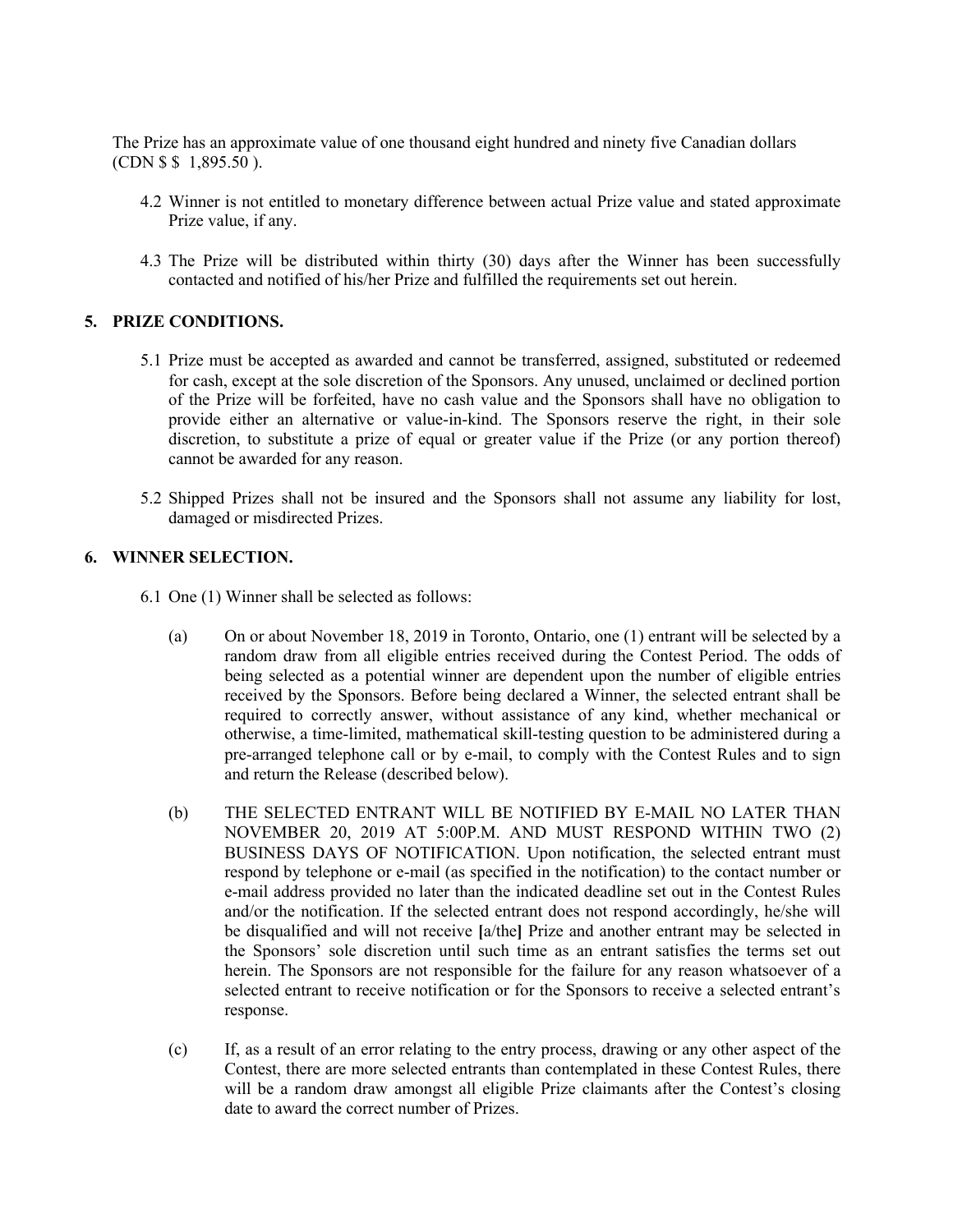The Prize has an approximate value of one thousand eight hundred and ninety five Canadian dollars (CDN $ $ 1,895.50 ).

4.2 Winner is not entitled to monetary difference between actual Prize value and stated approximate Prize value, if any.

4.3 The Prize will be distributed within thirty (30) days after the Winner has been successfully contacted and notified of his/her Prize and fulfilled the requirements set out herein.

## 5. PRIZE CONDITIONS.

5.1 Prize must be accepted as awarded and cannot be transferred, assigned, substituted or redeemed for cash, except at the sole discretion of the Sponsors. Any unused, unclaimed or declined portion of the Prize will be forfeited, have no cash value and the Sponsors shall have no obligation to provide either an alternative or value-in-kind. The Sponsors reserve the right, in their sole discretion, to substitute a prize of equal or greater value if the Prize (or any portion thereof) cannot be awarded for any reason.

5.2 Shipped Prizes shall not be insured and the Sponsors shall not assume any liability for lost, damaged or misdirected Prizes.

## 6. WINNER SELECTION.

6.1 One (1) Winner shall be selected as follows:

(a) On or about November 18, 2019 in Toronto, Ontario, one (1) entrant will be selected by a random draw from all eligible entries received during the Contest Period. The odds of being selected as a potential winner are dependent upon the number of eligible entries received by the Sponsors. Before being declared a Winner, the selected entrant shall be required to correctly answer, without assistance of any kind, whether mechanical or otherwise, a time-limited, mathematical skill-testing question to be administered during a pre-arranged telephone call or by e-mail, to comply with the Contest Rules and to sign and return the Release (described below).

(b) THE SELECTED ENTRANT WILL BE NOTIFIED BY E-MAIL NO LATER THAN NOVEMBER 20, 2019 AT 5:00P.M. AND MUST RESPOND WITHIN TWO (2) BUSINESS DAYS OF NOTIFICATION. Upon notification, the selected entrant must respond by telephone or e-mail (as specified in the notification) to the contact number or e-mail address provided no later than the indicated deadline set out in the Contest Rules and/or the notification. If the selected entrant does not respond accordingly, he/she will be disqualified and will not receive **[**a/the**]** Prize and another entrant may be selected in the Sponsors' sole discretion until such time as an entrant satisfies the terms set out herein. The Sponsors are not responsible for the failure for any reason whatsoever of a selected entrant to receive notification or for the Sponsors to receive a selected entrant's response.

(c) If, as a result of an error relating to the entry process, drawing or any other aspect of the Contest, there are more selected entrants than contemplated in these Contest Rules, there will be a random draw amongst all eligible Prize claimants after the Contest's closing date to award the correct number of Prizes.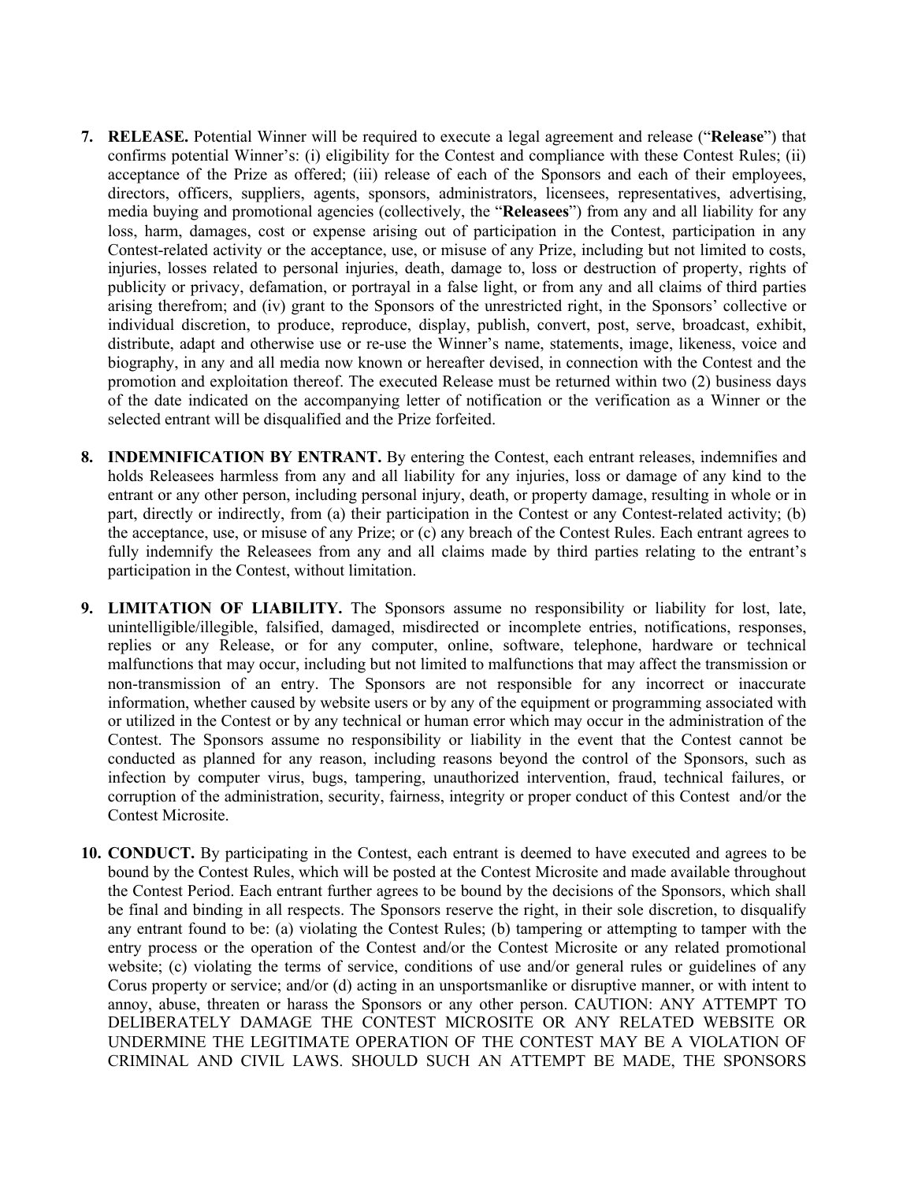7. **RELEASE.** Potential Winner will be required to execute a legal agreement and release ("**Release**") that confirms potential Winner's: (i) eligibility for the Contest and compliance with these Contest Rules; (ii) acceptance of the Prize as offered; (iii) release of each of the Sponsors and each of their employees, directors, officers, suppliers, agents, sponsors, administrators, licensees, representatives, advertising, media buying and promotional agencies (collectively, the "**Releasees**") from any and all liability for any loss, harm, damages, cost or expense arising out of participation in the Contest, participation in any Contest-related activity or the acceptance, use, or misuse of any Prize, including but not limited to costs, injuries, losses related to personal injuries, death, damage to, loss or destruction of property, rights of publicity or privacy, defamation, or portrayal in a false light, or from any and all claims of third parties arising therefrom; and (iv) grant to the Sponsors of the unrestricted right, in the Sponsors' collective or individual discretion, to produce, reproduce, display, publish, convert, post, serve, broadcast, exhibit, distribute, adapt and otherwise use or re-use the Winner's name, statements, image, likeness, voice and biography, in any and all media now known or hereafter devised, in connection with the Contest and the promotion and exploitation thereof. The executed Release must be returned within two (2) business days of the date indicated on the accompanying letter of notification or the verification as a Winner or the selected entrant will be disqualified and the Prize forfeited.

8. **INDEMNIFICATION BY ENTRANT.** By entering the Contest, each entrant releases, indemnifies and holds Releasees harmless from any and all liability for any injuries, loss or damage of any kind to the entrant or any other person, including personal injury, death, or property damage, resulting in whole or in part, directly or indirectly, from (a) their participation in the Contest or any Contest-related activity; (b) the acceptance, use, or misuse of any Prize; or (c) any breach of the Contest Rules. Each entrant agrees to fully indemnify the Releasees from any and all claims made by third parties relating to the entrant's participation in the Contest, without limitation.

9. **LIMITATION OF LIABILITY.** The Sponsors assume no responsibility or liability for lost, late, unintelligible/illegible, falsified, damaged, misdirected or incomplete entries, notifications, responses, replies or any Release, or for any computer, online, software, telephone, hardware or technical malfunctions that may occur, including but not limited to malfunctions that may affect the transmission or non-transmission of an entry. The Sponsors are not responsible for any incorrect or inaccurate information, whether caused by website users or by any of the equipment or programming associated with or utilized in the Contest or by any technical or human error which may occur in the administration of the Contest. The Sponsors assume no responsibility or liability in the event that the Contest cannot be conducted as planned for any reason, including reasons beyond the control of the Sponsors, such as infection by computer virus, bugs, tampering, unauthorized intervention, fraud, technical failures, or corruption of the administration, security, fairness, integrity or proper conduct of this Contest and/or the Contest Microsite.

10. **CONDUCT.** By participating in the Contest, each entrant is deemed to have executed and agrees to be bound by the Contest Rules, which will be posted at the Contest Microsite and made available throughout the Contest Period. Each entrant further agrees to be bound by the decisions of the Sponsors, which shall be final and binding in all respects. The Sponsors reserve the right, in their sole discretion, to disqualify any entrant found to be: (a) violating the Contest Rules; (b) tampering or attempting to tamper with the entry process or the operation of the Contest and/or the Contest Microsite or any related promotional website; (c) violating the terms of service, conditions of use and/or general rules or guidelines of any Corus property or service; and/or (d) acting in an unsportsmanlike or disruptive manner, or with intent to annoy, abuse, threaten or harass the Sponsors or any other person. CAUTION: ANY ATTEMPT TO DELIBERATELY DAMAGE THE CONTEST MICROSITE OR ANY RELATED WEBSITE OR UNDERMINE THE LEGITIMATE OPERATION OF THE CONTEST MAY BE A VIOLATION OF CRIMINAL AND CIVIL LAWS. SHOULD SUCH AN ATTEMPT BE MADE, THE SPONSORS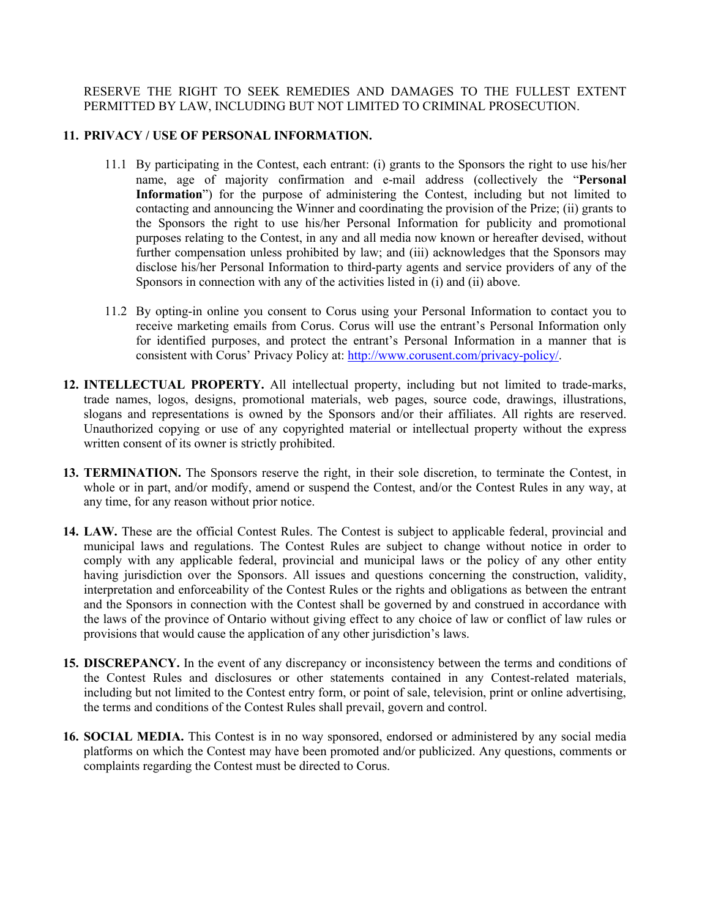RESERVE THE RIGHT TO SEEK REMEDIES AND DAMAGES TO THE FULLEST EXTENT PERMITTED BY LAW, INCLUDING BUT NOT LIMITED TO CRIMINAL PROSECUTION.

**11. PRIVACY / USE OF PERSONAL INFORMATION.**

11.1 By participating in the Contest, each entrant: (i) grants to the Sponsors the right to use his/her name, age of majority confirmation and e-mail address (collectively the "**Personal Information**") for the purpose of administering the Contest, including but not limited to contacting and announcing the Winner and coordinating the provision of the Prize; (ii) grants to the Sponsors the right to use his/her Personal Information for publicity and promotional purposes relating to the Contest, in any and all media now known or hereafter devised, without further compensation unless prohibited by law; and (iii) acknowledges that the Sponsors may disclose his/her Personal Information to third-party agents and service providers of any of the Sponsors in connection with any of the activities listed in (i) and (ii) above.

11.2 By opting-in online you consent to Corus using your Personal Information to contact you to receive marketing emails from Corus. Corus will use the entrant's Personal Information only for identified purposes, and protect the entrant's Personal Information in a manner that is consistent with Corus' Privacy Policy at: [http://www.corusent.com/privacy-policy/](http://www.corusent.com/privacy-policy/).

**12. INTELLECTUAL PROPERTY.** All intellectual property, including but not limited to trade-marks, trade names, logos, designs, promotional materials, web pages, source code, drawings, illustrations, slogans and representations is owned by the Sponsors and/or their affiliates. All rights are reserved. Unauthorized copying or use of any copyrighted material or intellectual property without the express written consent of its owner is strictly prohibited.

**13. TERMINATION.** The Sponsors reserve the right, in their sole discretion, to terminate the Contest, in whole or in part, and/or modify, amend or suspend the Contest, and/or the Contest Rules in any way, at any time, for any reason without prior notice.

**14. LAW.** These are the official Contest Rules. The Contest is subject to applicable federal, provincial and municipal laws and regulations. The Contest Rules are subject to change without notice in order to comply with any applicable federal, provincial and municipal laws or the policy of any other entity having jurisdiction over the Sponsors. All issues and questions concerning the construction, validity, interpretation and enforceability of the Contest Rules or the rights and obligations as between the entrant and the Sponsors in connection with the Contest shall be governed by and construed in accordance with the laws of the province of Ontario without giving effect to any choice of law or conflict of law rules or provisions that would cause the application of any other jurisdiction's laws.

**15. DISCREPANCY.** In the event of any discrepancy or inconsistency between the terms and conditions of the Contest Rules and disclosures or other statements contained in any Contest-related materials, including but not limited to the Contest entry form, or point of sale, television, print or online advertising, the terms and conditions of the Contest Rules shall prevail, govern and control.

**16. SOCIAL MEDIA.** This Contest is in no way sponsored, endorsed or administered by any social media platforms on which the Contest may have been promoted and/or publicized. Any questions, comments or complaints regarding the Contest must be directed to Corus.